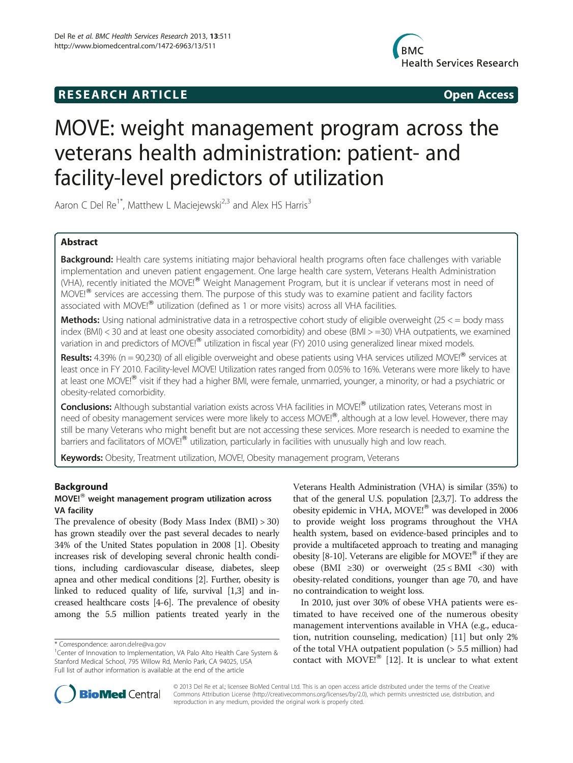**RESEARCH ARTICLE** **Open Access**

# MOVE: weight management program across the veterans health administration: patient- and facility-level predictors of utilization

Aaron C Del Re[1*], Matthew L Maciejewski[2,3] and Alex HS Harris[3]

## Abstract

**Background:** Health care systems initiating major behavioral health programs often face challenges with variable implementation and uneven patient engagement. One large health care system, Veterans Health Administration (VHA), recently initiated the MOVE!® Weight Management Program, but it is unclear if veterans most in need of MOVE!® services are accessing them. The purpose of this study was to examine patient and facility factors associated with MOVE!® utilization (defined as 1 or more visits) across all VHA facilities.

**Methods:** Using national administrative data in a retrospective cohort study of eligible overweight (25 < = body mass index (BMI) < 30 and at least one obesity associated comorbidity) and obese (BMI > =30) VHA outpatients, we examined variation in and predictors of MOVE!® utilization in fiscal year (FY) 2010 using generalized linear mixed models.

**Results:** 4.39% (n = 90,230) of all eligible overweight and obese patients using VHA services utilized MOVE!® services at least once in FY 2010. Facility-level MOVE! Utilization rates ranged from 0.05% to 16%. Veterans were more likely to have at least one MOVE!® visit if they had a higher BMI, were female, unmarried, younger, a minority, or had a psychiatric or obesity-related comorbidity.

**Conclusions:** Although substantial variation exists across VHA facilities in MOVE!® utilization rates, Veterans most in need of obesity management services were more likely to access MOVE!®, although at a low level. However, there may still be many Veterans who might benefit but are not accessing these services. More research is needed to examine the barriers and facilitators of MOVE!® utilization, particularly in facilities with unusually high and low reach.

**Keywords:** Obesity, Treatment utilization, MOVE!, Obesity management program, Veterans

## Background

### MOVE!® weight management program utilization across VA facility

The prevalence of obesity (Body Mass Index (BMI) > 30) has grown steadily over the past several decades to nearly 34% of the United States population in 2008 [1]. Obesity increases risk of developing several chronic health conditions, including cardiovascular disease, diabetes, sleep apnea and other medical conditions [2]. Further, obesity is linked to reduced quality of life, survival [1,3] and increased healthcare costs [4-6]. The prevalence of obesity among the 5.5 million patients treated yearly in the Veterans Health Administration (VHA) is similar (35%) to that of the general U.S. population [2,3,7]. To address the obesity epidemic in VHA, MOVE!® was developed in 2006 to provide weight loss programs throughout the VHA health system, based on evidence-based principles and to provide a multifaceted approach to treating and managing obesity [8-10]. Veterans are eligible for MOVE!® if they are obese (BMI ≥30) or overweight (25 ≤ BMI <30) with obesity-related conditions, younger than age 70, and have no contraindication to weight loss.

In 2010, just over 30% of obese VHA patients were estimated to have received one of the numerous obesity management interventions available in VHA (e.g., education, nutrition counseling, medication) [11] but only 2% of the total VHA outpatient population (> 5.5 million) had contact with MOVE!® [12]. It is unclear to what extent

\* Correspondence: aaron.delre@va.gov
[1]Center of Innovation to Implementation, VA Palo Alto Health Care System & Stanford Medical School, 795 Willow Rd, Menlo Park, CA 94025, USA
Full list of author information is available at the end of the article

© 2013 Del Re et al.; licensee BioMed Central Ltd. This is an open access article distributed under the terms of the Creative Commons Attribution License (http://creativecommons.org/licenses/by/2.0), which permits unrestricted use, distribution, and reproduction in any medium, provided the original work is properly cited.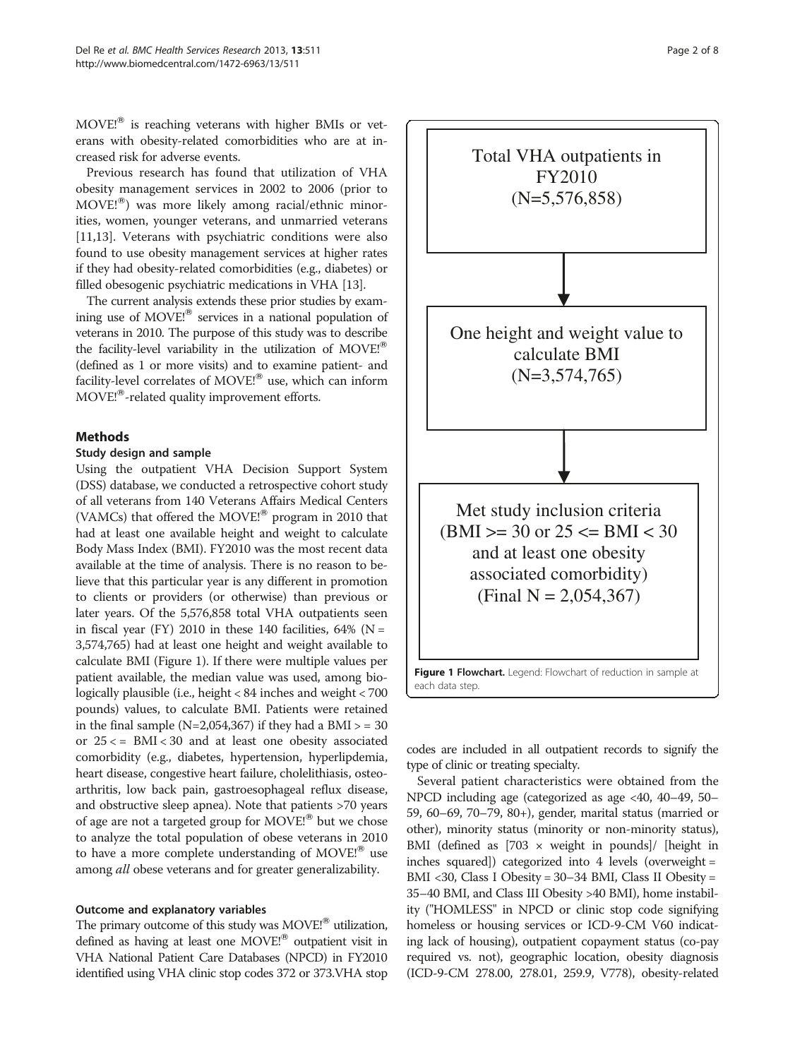MOVE!® is reaching veterans with higher BMIs or veterans with obesity-related comorbidities who are at increased risk for adverse events.

Previous research has found that utilization of VHA obesity management services in 2002 to 2006 (prior to MOVE!®) was more likely among racial/ethnic minorities, women, younger veterans, and unmarried veterans [11,13]. Veterans with psychiatric conditions were also found to use obesity management services at higher rates if they had obesity-related comorbidities (e.g., diabetes) or filled obesogenic psychiatric medications in VHA [13].

The current analysis extends these prior studies by examining use of MOVE!® services in a national population of veterans in 2010. The purpose of this study was to describe the facility-level variability in the utilization of MOVE!® (defined as 1 or more visits) and to examine patient- and facility-level correlates of MOVE!® use, which can inform MOVE!®-related quality improvement efforts.

## Methods

### Study design and sample

Using the outpatient VHA Decision Support System (DSS) database, we conducted a retrospective cohort study of all veterans from 140 Veterans Affairs Medical Centers (VAMCs) that offered the MOVE!® program in 2010 that had at least one available height and weight to calculate Body Mass Index (BMI). FY2010 was the most recent data available at the time of analysis. There is no reason to believe that this particular year is any different in promotion to clients or providers (or otherwise) than previous or later years. Of the 5,576,858 total VHA outpatients seen in fiscal year (FY) 2010 in these 140 facilities, 64% (N = 3,574,765) had at least one height and weight available to calculate BMI (Figure 1). If there were multiple values per patient available, the median value was used, among biologically plausible (i.e., height < 84 inches and weight < 700 pounds) values, to calculate BMI. Patients were retained in the final sample (N=2,054,367) if they had a BMI > = 30 or 25 < = BMI < 30 and at least one obesity associated comorbidity (e.g., diabetes, hypertension, hyperlipidemia, heart disease, congestive heart failure, cholelithiasis, osteoarthritis, low back pain, gastroesophageal reflux disease, and obstructive sleep apnea). Note that patients >70 years of age are not a targeted group for MOVE!® but we chose to analyze the total population of obese veterans in 2010 to have a more complete understanding of MOVE!® use among *all* obese veterans and for greater generalizability.

Total VHA outpatients in FY2010 (N=5,576,858)

↓

One height and weight value to calculate BMI (N=3,574,765)

↓

Met study inclusion criteria (BMI >= 30 or 25 <= BMI < 30 and at least one obesity associated comorbidity) (Final N = 2,054,367)

**Figure 1 Flowchart.** Legend: Flowchart of reduction in sample at each data step.

### Outcome and explanatory variables

The primary outcome of this study was MOVE!® utilization, defined as having at least one MOVE!® outpatient visit in VHA National Patient Care Databases (NPCD) in FY2010 identified using VHA clinic stop codes 372 or 373.VHA stop codes are included in all outpatient records to signify the type of clinic or treating specialty.

Several patient characteristics were obtained from the NPCD including age (categorized as age <40, 40–49, 50–59, 60–69, 70–79, 80+), gender, marital status (married or other), minority status (minority or non-minority status), BMI (defined as [703 × weight in pounds]/ [height in inches squared]) categorized into 4 levels (overweight = BMI <30, Class I Obesity = 30–34 BMI, Class II Obesity = 35–40 BMI, and Class III Obesity >40 BMI), home instability ("HOMLESS" in NPCD or clinic stop code signifying homeless or housing services or ICD-9-CM V60 indicating lack of housing), outpatient copayment status (co-pay required vs. not), geographic location, obesity diagnosis (ICD-9-CM 278.00, 278.01, 259.9, V778), obesity-related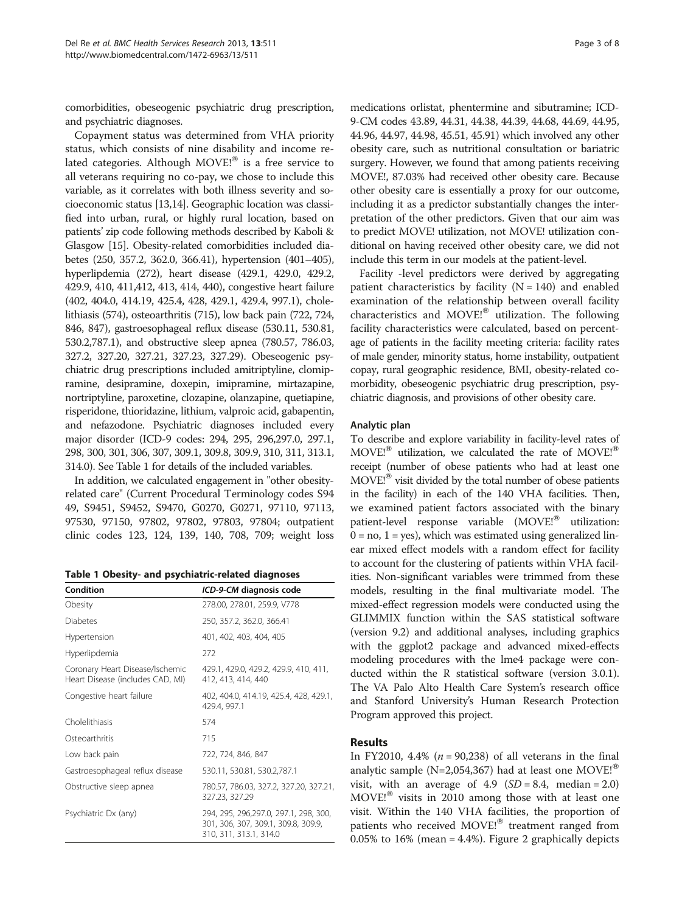comorbidities, obeseogenic psychiatric drug prescription, and psychiatric diagnoses.

Copayment status was determined from VHA priority status, which consists of nine disability and income related categories. Although MOVE!® is a free service to all veterans requiring no co-pay, we chose to include this variable, as it correlates with both illness severity and socioeconomic status [13,14]. Geographic location was classified into urban, rural, or highly rural location, based on patients' zip code following methods described by Kaboli & Glasgow [15]. Obesity-related comorbidities included diabetes (250, 357.2, 362.0, 366.41), hypertension (401–405), hyperlipdemia (272), heart disease (429.1, 429.0, 429.2, 429.9, 410, 411,412, 413, 414, 440), congestive heart failure (402, 404.0, 414.19, 425.4, 428, 429.1, 429.4, 997.1), cholelithiasis (574), osteoarthritis (715), low back pain (722, 724, 846, 847), gastroesophageal reflux disease (530.11, 530.81, 530.2,787.1), and obstructive sleep apnea (780.57, 786.03, 327.2, 327.20, 327.21, 327.23, 327.29). Obeseogenic psychiatric drug prescriptions included amitriptyline, clomipramine, desipramine, doxepin, imipramine, mirtazapine, nortriptyline, paroxetine, clozapine, olanzapine, quetiapine, risperidone, thioridazine, lithium, valproic acid, gabapentin, and nefazodone. Psychiatric diagnoses included every major disorder (ICD-9 codes: 294, 295, 296,297.0, 297.1, 298, 300, 301, 306, 307, 309.1, 309.8, 309.9, 310, 311, 313.1, 314.0). See Table 1 for details of the included variables.

In addition, we calculated engagement in "other obesity-related care" (Current Procedural Terminology codes S9449, S9451, S9452, S9470, G0270, G0271, 97110, 97113, 97530, 97150, 97802, 97802, 97803, 97804; outpatient clinic codes 123, 124, 139, 140, 708, 709; weight loss medications orlistat, phentermine and sibutramine; ICD-9-CM codes 43.89, 44.31, 44.38, 44.39, 44.68, 44.69, 44.95, 44.96, 44.97, 44.98, 45.51, 45.91) which involved any other obesity care, such as nutritional consultation or bariatric surgery. However, we found that among patients receiving MOVE!, 87.03% had received other obesity care. Because other obesity care is essentially a proxy for our outcome, including it as a predictor substantially changes the interpretation of the other predictors. Given that our aim was to predict MOVE! utilization, not MOVE! utilization conditional on having received other obesity care, we did not include this term in our models at the patient-level.

**Table 1 Obesity- and psychiatric-related diagnoses**

| Condition | *ICD-9-CM* diagnosis code |
|---|---|
| Obesity | 278.00, 278.01, 259.9, V778 |
| Diabetes | 250, 357.2, 362.0, 366.41 |
| Hypertension | 401, 402, 403, 404, 405 |
| Hyperlipdemia | 272 |
| Coronary Heart Disease/Ischemic Heart Disease (includes CAD, MI) | 429.1, 429.0, 429.2, 429.9, 410, 411, 412, 413, 414, 440 |
| Congestive heart failure | 402, 404.0, 414.19, 425.4, 428, 429.1, 429.4, 997.1 |
| Cholelithiasis | 574 |
| Osteoarthritis | 715 |
| Low back pain | 722, 724, 846, 847 |
| Gastroesophageal reflux disease | 530.11, 530.81, 530.2,787.1 |
| Obstructive sleep apnea | 780.57, 786.03, 327.2, 327.20, 327.21, 327.23, 327.29 |
| Psychiatric Dx (any) | 294, 295, 296,297.0, 297.1, 298, 300, 301, 306, 307, 309.1, 309.8, 309.9, 310, 311, 313.1, 314.0 |

Facility -level predictors were derived by aggregating patient characteristics by facility (N = 140) and enabled examination of the relationship between overall facility characteristics and MOVE!® utilization. The following facility characteristics were calculated, based on percentage of patients in the facility meeting criteria: facility rates of male gender, minority status, home instability, outpatient copay, rural geographic residence, BMI, obesity-related comorbidity, obeseogenic psychiatric drug prescription, psychiatric diagnosis, and provisions of other obesity care.

### Analytic plan

To describe and explore variability in facility-level rates of MOVE!® utilization, we calculated the rate of MOVE!® receipt (number of obese patients who had at least one MOVE!® visit divided by the total number of obese patients in the facility) in each of the 140 VHA facilities. Then, we examined patient factors associated with the binary patient-level response variable (MOVE!® utilization: 0 = no, 1 = yes), which was estimated using generalized linear mixed effect models with a random effect for facility to account for the clustering of patients within VHA facilities. Non-significant variables were trimmed from these models, resulting in the final multivariate model. The mixed-effect regression models were conducted using the GLIMMIX function within the SAS statistical software (version 9.2) and additional analyses, including graphics with the ggplot2 package and advanced mixed-effects modeling procedures with the lme4 package were conducted within the R statistical software (version 3.0.1). The VA Palo Alto Health Care System's research office and Stanford University's Human Research Protection Program approved this project.

## Results

In FY2010, 4.4% ($n$ = 90,238) of all veterans in the final analytic sample (N=2,054,367) had at least one MOVE!® visit, with an average of 4.9 ($SD$ = 8.4, median = 2.0) MOVE!® visits in 2010 among those with at least one visit. Within the 140 VHA facilities, the proportion of patients who received MOVE!® treatment ranged from 0.05% to 16% (mean = 4.4%). Figure 2 graphically depicts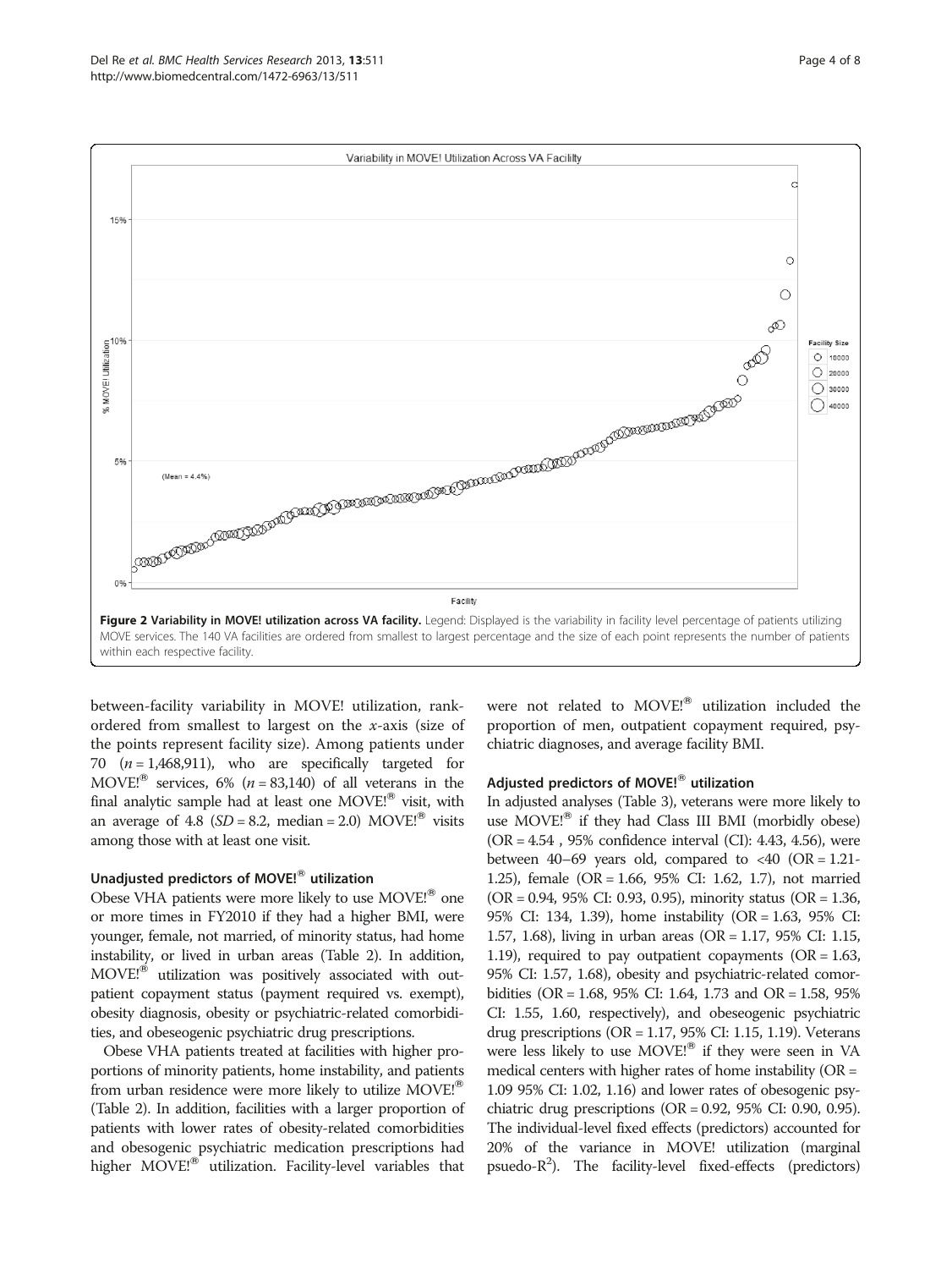**Figure 2 Variability in MOVE! utilization across VA facility.** Legend: Displayed is the variability in facility level percentage of patients utilizing MOVE services. The 140 VA facilities are ordered from smallest to largest percentage and the size of each point represents the number of patients within each respective facility.

between-facility variability in MOVE! utilization, rank-ordered from smallest to largest on the *x*-axis (size of the points represent facility size). Among patients under 70 ($n$ = 1,468,911), who are specifically targeted for MOVE!® services, 6% ($n$ = 83,140) of all veterans in the final analytic sample had at least one MOVE!® visit, with an average of 4.8 ($SD$ = 8.2, median = 2.0) MOVE!® visits among those with at least one visit.

### Unadjusted predictors of MOVE!® utilization

Obese VHA patients were more likely to use MOVE!® one or more times in FY2010 if they had a higher BMI, were younger, female, not married, of minority status, had home instability, or lived in urban areas (Table 2). In addition, MOVE!® utilization was positively associated with outpatient copayment status (payment required vs. exempt), obesity diagnosis, obesity or psychiatric-related comorbidities, and obeseogenic psychiatric drug prescriptions.

Obese VHA patients treated at facilities with higher proportions of minority patients, home instability, and patients from urban residence were more likely to utilize MOVE!® (Table 2). In addition, facilities with a larger proportion of patients with lower rates of obesity-related comorbidities and obesogenic psychiatric medication prescriptions had higher MOVE!® utilization. Facility-level variables that were not related to MOVE!® utilization included the proportion of men, outpatient copayment required, psychiatric diagnoses, and average facility BMI.

### Adjusted predictors of MOVE!® utilization

In adjusted analyses (Table 3), veterans were more likely to use MOVE!® if they had Class III BMI (morbidly obese) (OR = 4.54 , 95% confidence interval (CI): 4.43, 4.56), were between 40–69 years old, compared to <40 (OR = 1.21-1.25), female (OR = 1.66, 95% CI: 1.62, 1.7), not married (OR = 0.94, 95% CI: 0.93, 0.95), minority status (OR = 1.36, 95% CI: 134, 1.39), home instability (OR = 1.63, 95% CI: 1.57, 1.68), living in urban areas (OR = 1.17, 95% CI: 1.15, 1.19), required to pay outpatient copayments (OR = 1.63, 95% CI: 1.57, 1.68), obesity and psychiatric-related comorbidities (OR = 1.68, 95% CI: 1.64, 1.73 and OR = 1.58, 95% CI: 1.55, 1.60, respectively), and obeseogenic psychiatric drug prescriptions (OR = 1.17, 95% CI: 1.15, 1.19). Veterans were less likely to use MOVE!® if they were seen in VA medical centers with higher rates of home instability (OR = 1.09 95% CI: 1.02, 1.16) and lower rates of obesogenic psychiatric drug prescriptions (OR = 0.92, 95% CI: 0.90, 0.95). The individual-level fixed effects (predictors) accounted for 20% of the variance in MOVE! utilization (marginal psuedo-$R^2$). The facility-level fixed-effects (predictors)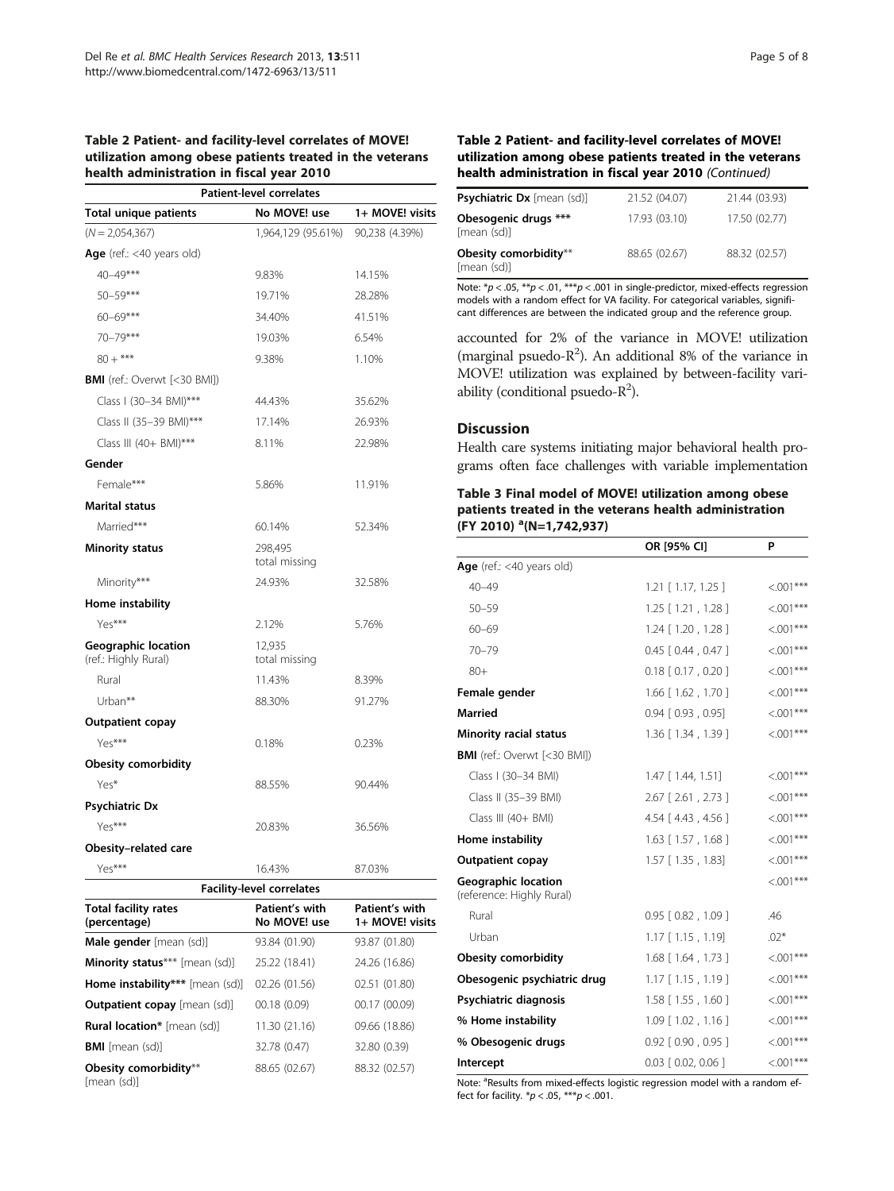**Table 2 Patient- and facility-level correlates of MOVE! utilization among obese patients treated in the veterans health administration in fiscal year 2010**

| Patient-level correlates | | |
|---|---|---|
| **Total unique patients** | **No MOVE! use** | **1+ MOVE! visits** |
| (N = 2,054,367) | 1,964,129 (95.61%) | 90,238 (4.39%) |
| **Age** (ref.: <40 years old) | | |
| 40–49*** | 9.83% | 14.15% |
| 50–59*** | 19.71% | 28.28% |
| 60–69*** | 34.40% | 41.51% |
| 70–79*** | 19.03% | 6.54% |
| 80 + *** | 9.38% | 1.10% |
| **BMI** (ref.: Overwt [<30 BMI]) | | |
| Class I (30–34 BMI)*** | 44.43% | 35.62% |
| Class II (35–39 BMI)*** | 17.14% | 26.93% |
| Class III (40+ BMI)*** | 8.11% | 22.98% |
| **Gender** | | |
| Female*** | 5.86% | 11.91% |
| **Marital status** | | |
| Married*** | 60.14% | 52.34% |
| **Minority status** | 298,495 total missing | |
| Minority*** | 24.93% | 32.58% |
| **Home instability** | | |
| Yes*** | 2.12% | 5.76% |
| **Geographic location** (ref.: Highly Rural) | 12,935 total missing | |
| Rural | 11.43% | 8.39% |
| Urban** | 88.30% | 91.27% |
| **Outpatient copay** | | |
| Yes*** | 0.18% | 0.23% |
| **Obesity comorbidity** | | |
| Yes* | 88.55% | 90.44% |
| **Psychiatric Dx** | | |
| Yes*** | 20.83% | 36.56% |
| **Obesity–related care** | | |
| Yes*** | 16.43% | 87.03% |
| **Facility-level correlates** | | |
| **Total facility rates (percentage)** | **Patient's with No MOVE! use** | **Patient's with 1+ MOVE! visits** |
| **Male gender** [mean (sd)] | 93.84 (01.90) | 93.87 (01.80) |
| **Minority status*** [mean (sd)] | 25.22 (18.41) | 24.26 (16.86) |
| **Home instability*** [mean (sd)] | 02.26 (01.56) | 02.51 (01.80) |
| **Outpatient copay** [mean (sd)] | 00.18 (0.09) | 00.17 (00.09) |
| **Rural location*** [mean (sd)] | 11.30 (21.16) | 09.66 (18.86) |
| **BMI** [mean (sd)] | 32.78 (0.47) | 32.80 (0.39) |
| **Obesity comorbidity**** [mean (sd)] | 88.65 (02.67) | 88.32 (02.57) |
| **Psychiatric Dx** [mean (sd)] | 21.52 (04.07) | 21.44 (03.93) |
| **Obesogenic drugs ***** [mean (sd)] | 17.93 (03.10) | 17.50 (02.77) |
| **Obesity comorbidity**** [mean (sd)] | 88.65 (02.67) | 88.32 (02.57) |

Note: \*p < .05, \*\*p < .01, \*\*\*p < .001 in single-predictor, mixed-effects regression models with a random effect for VA facility. For categorical variables, significant differences are between the indicated group and the reference group.

accounted for 2% of the variance in MOVE! utilization (marginal psuedo-$R^2$). An additional 8% of the variance in MOVE! utilization was explained by between-facility variability (conditional psuedo-$R^2$).

## Discussion

Health care systems initiating major behavioral health programs often face challenges with variable implementation

**Table 3 Final model of MOVE! utilization among obese patients treated in the veterans health administration (FY 2010) [a](N=1,742,937)**

| | OR [95% CI] | P |
|---|---|---|
| **Age** (ref.: <40 years old) | | |
| 40–49 | 1.21 [ 1.17, 1.25 ] | <.001*** |
| 50–59 | 1.25 [ 1.21 , 1.28 ] | <.001*** |
| 60–69 | 1.24 [ 1.20 , 1.28 ] | <.001*** |
| 70–79 | 0.45 [ 0.44 , 0.47 ] | <.001*** |
| 80+ | 0.18 [ 0.17 , 0.20 ] | <.001*** |
| **Female gender** | 1.66 [ 1.62 , 1.70 ] | <.001*** |
| **Married** | 0.94 [ 0.93 , 0.95] | <.001*** |
| **Minority racial status** | 1.36 [ 1.34 , 1.39 ] | <.001*** |
| **BMI** (ref.: Overwt [<30 BMI]) | | |
| Class I (30–34 BMI) | 1.47 [ 1.44, 1.51] | <.001*** |
| Class II (35–39 BMI) | 2.67 [ 2.61 , 2.73 ] | <.001*** |
| Class III (40+ BMI) | 4.54 [ 4.43 , 4.56 ] | <.001*** |
| **Home instability** | 1.63 [ 1.57 , 1.68 ] | <.001*** |
| **Outpatient copay** | 1.57 [ 1.35 , 1.83] | <.001*** |
| **Geographic location** (reference: Highly Rural) | | <.001*** |
| Rural | 0.95 [ 0.82 , 1.09 ] | .46 |
| Urban | 1.17 [ 1.15 , 1.19] | .02* |
| **Obesity comorbidity** | 1.68 [ 1.64 , 1.73 ] | <.001*** |
| **Obesogenic psychiatric drug** | 1.17 [ 1.15 , 1.19 ] | <.001*** |
| **Psychiatric diagnosis** | 1.58 [ 1.55 , 1.60 ] | <.001*** |
| **% Home instability** | 1.09 [ 1.02 , 1.16 ] | <.001*** |
| **% Obesogenic drugs** | 0.92 [ 0.90 , 0.95 ] | <.001*** |
| **Intercept** | 0.03 [ 0.02, 0.06 ] | <.001*** |

Note: [a]Results from mixed-effects logistic regression model with a random effect for facility. \*p < .05, \*\*\*p < .001.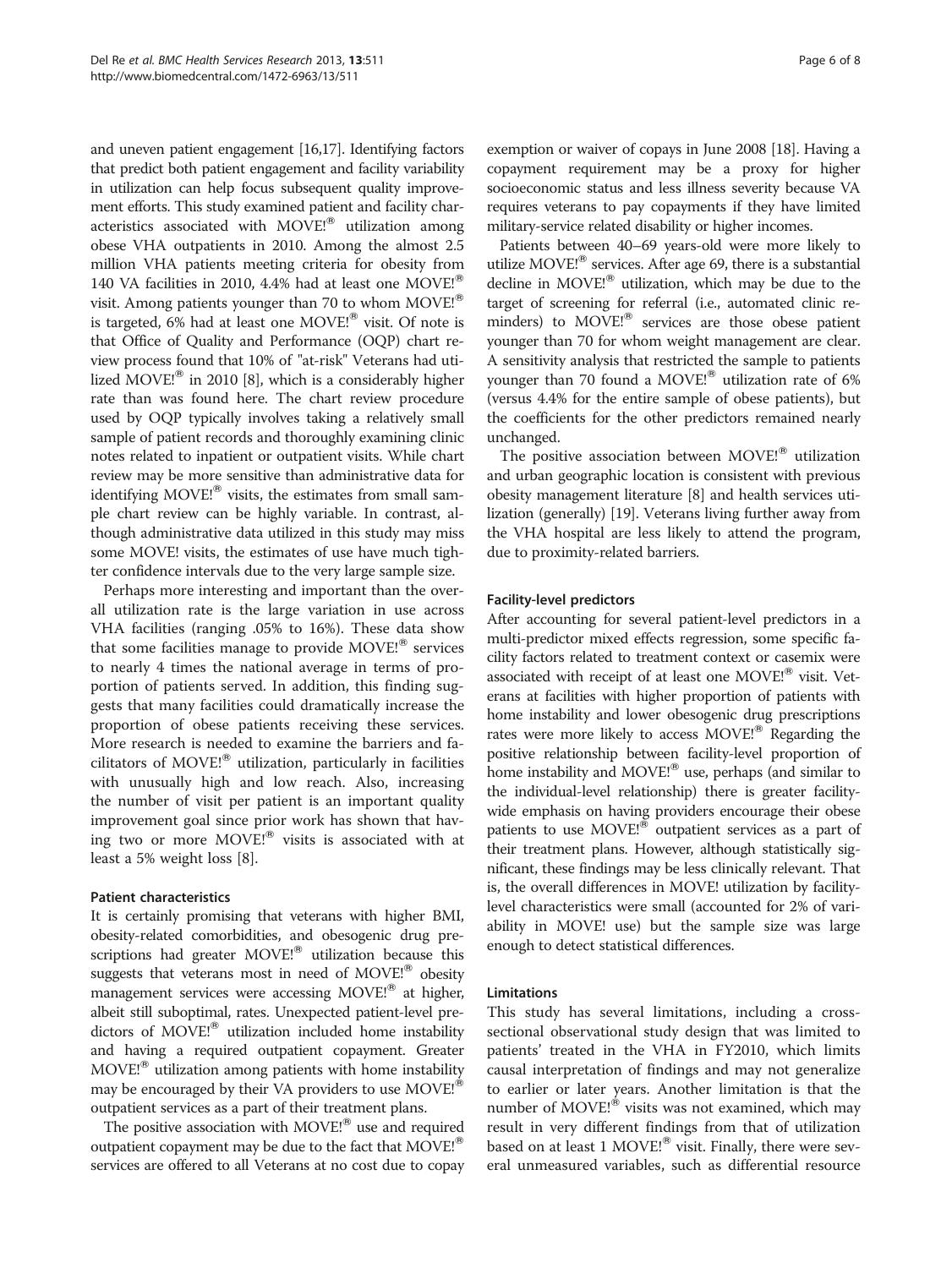and uneven patient engagement [16,17]. Identifying factors that predict both patient engagement and facility variability in utilization can help focus subsequent quality improvement efforts. This study examined patient and facility characteristics associated with MOVE!® utilization among obese VHA outpatients in 2010. Among the almost 2.5 million VHA patients meeting criteria for obesity from 140 VA facilities in 2010, 4.4% had at least one MOVE!® visit. Among patients younger than 70 to whom MOVE!® is targeted, 6% had at least one MOVE!® visit. Of note is that Office of Quality and Performance (OQP) chart review process found that 10% of "at-risk" Veterans had utilized MOVE!® in 2010 [8], which is a considerably higher rate than was found here. The chart review procedure used by OQP typically involves taking a relatively small sample of patient records and thoroughly examining clinic notes related to inpatient or outpatient visits. While chart review may be more sensitive than administrative data for identifying MOVE!® visits, the estimates from small sample chart review can be highly variable. In contrast, although administrative data utilized in this study may miss some MOVE! visits, the estimates of use have much tighter confidence intervals due to the very large sample size.

Perhaps more interesting and important than the overall utilization rate is the large variation in use across VHA facilities (ranging .05% to 16%). These data show that some facilities manage to provide MOVE!® services to nearly 4 times the national average in terms of proportion of patients served. In addition, this finding suggests that many facilities could dramatically increase the proportion of obese patients receiving these services. More research is needed to examine the barriers and facilitators of MOVE!® utilization, particularly in facilities with unusually high and low reach. Also, increasing the number of visit per patient is an important quality improvement goal since prior work has shown that having two or more MOVE!® visits is associated with at least a 5% weight loss [8].

#### Patient characteristics

It is certainly promising that veterans with higher BMI, obesity-related comorbidities, and obesogenic drug prescriptions had greater MOVE!® utilization because this suggests that veterans most in need of MOVE!® obesity management services were accessing MOVE!® at higher, albeit still suboptimal, rates. Unexpected patient-level predictors of MOVE!® utilization included home instability and having a required outpatient copayment. Greater MOVE!® utilization among patients with home instability may be encouraged by their VA providers to use MOVE!® outpatient services as a part of their treatment plans.

The positive association with MOVE!® use and required outpatient copayment may be due to the fact that MOVE!® services are offered to all Veterans at no cost due to copay exemption or waiver of copays in June 2008 [18]. Having a copayment requirement may be a proxy for higher socioeconomic status and less illness severity because VA requires veterans to pay copayments if they have limited military-service related disability or higher incomes.

Patients between 40–69 years-old were more likely to utilize MOVE!® services. After age 69, there is a substantial decline in MOVE!® utilization, which may be due to the target of screening for referral (i.e., automated clinic reminders) to MOVE!® services are those obese patient younger than 70 for whom weight management are clear. A sensitivity analysis that restricted the sample to patients younger than 70 found a MOVE!® utilization rate of 6% (versus 4.4% for the entire sample of obese patients), but the coefficients for the other predictors remained nearly unchanged.

The positive association between MOVE!® utilization and urban geographic location is consistent with previous obesity management literature [8] and health services utilization (generally) [19]. Veterans living further away from the VHA hospital are less likely to attend the program, due to proximity-related barriers.

#### Facility-level predictors

After accounting for several patient-level predictors in a multi-predictor mixed effects regression, some specific facility factors related to treatment context or casemix were associated with receipt of at least one MOVE!® visit. Veterans at facilities with higher proportion of patients with home instability and lower obesogenic drug prescriptions rates were more likely to access MOVE!® Regarding the positive relationship between facility-level proportion of home instability and MOVE!® use, perhaps (and similar to the individual-level relationship) there is greater facility-wide emphasis on having providers encourage their obese patients to use MOVE!® outpatient services as a part of their treatment plans. However, although statistically significant, these findings may be less clinically relevant. That is, the overall differences in MOVE! utilization by facility-level characteristics were small (accounted for 2% of variability in MOVE! use) but the sample size was large enough to detect statistical differences.

#### Limitations

This study has several limitations, including a cross-sectional observational study design that was limited to patients' treated in the VHA in FY2010, which limits causal interpretation of findings and may not generalize to earlier or later years. Another limitation is that the number of MOVE!® visits was not examined, which may result in very different findings from that of utilization based on at least 1 MOVE!® visit. Finally, there were several unmeasured variables, such as differential resource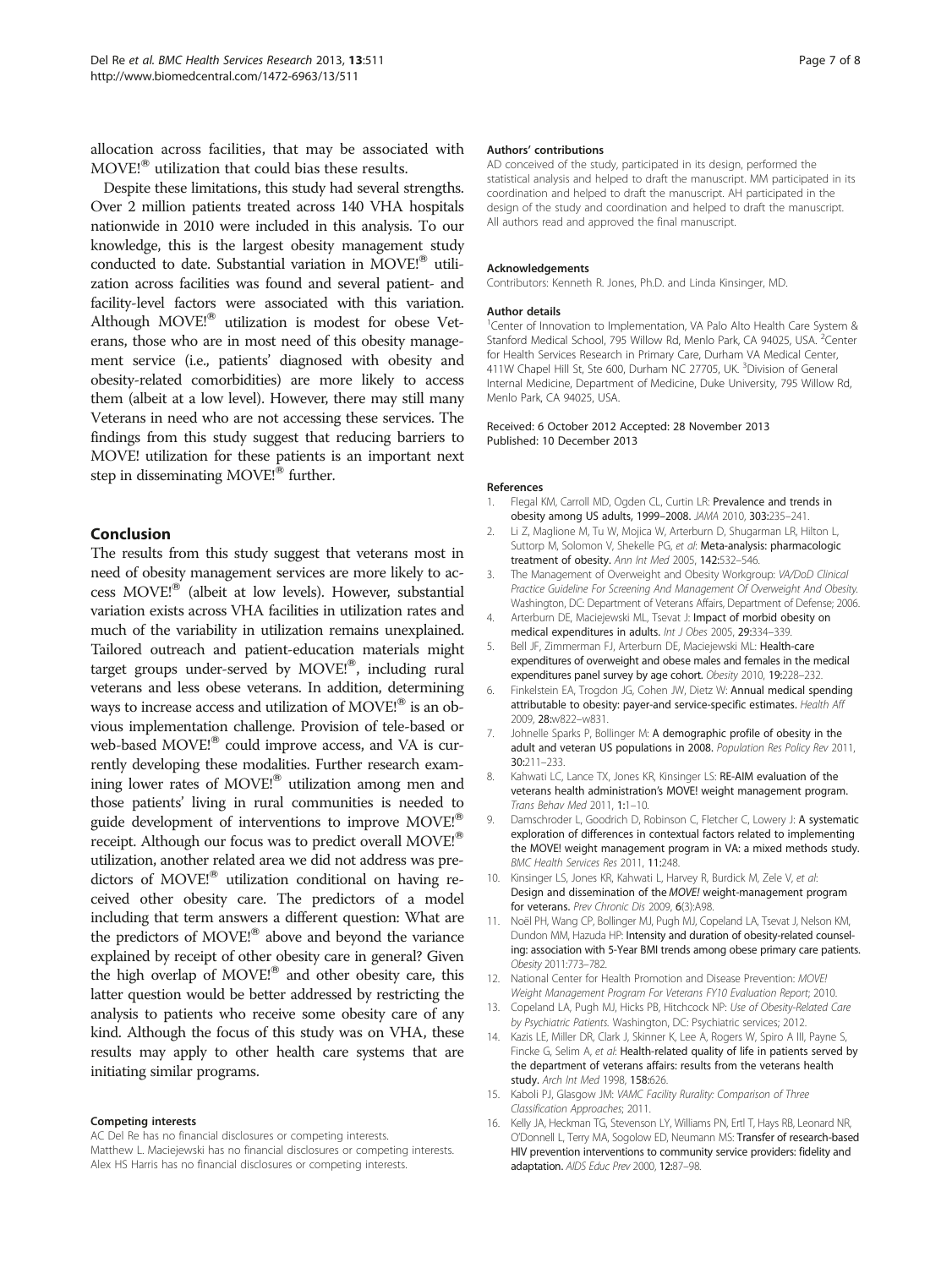allocation across facilities, that may be associated with MOVE!® utilization that could bias these results.

Despite these limitations, this study had several strengths. Over 2 million patients treated across 140 VHA hospitals nationwide in 2010 were included in this analysis. To our knowledge, this is the largest obesity management study conducted to date. Substantial variation in MOVE!® utilization across facilities was found and several patient- and facility-level factors were associated with this variation. Although MOVE!® utilization is modest for obese Veterans, those who are in most need of this obesity management service (i.e., patients' diagnosed with obesity and obesity-related comorbidities) are more likely to access them (albeit at a low level). However, there may still many Veterans in need who are not accessing these services. The findings from this study suggest that reducing barriers to MOVE! utilization for these patients is an important next step in disseminating MOVE!® further.

## Conclusion

The results from this study suggest that veterans most in need of obesity management services are more likely to access MOVE!® (albeit at low levels). However, substantial variation exists across VHA facilities in utilization rates and much of the variability in utilization remains unexplained. Tailored outreach and patient-education materials might target groups under-served by MOVE!®, including rural veterans and less obese veterans. In addition, determining ways to increase access and utilization of MOVE!® is an obvious implementation challenge. Provision of tele-based or web-based MOVE!® could improve access, and VA is currently developing these modalities. Further research examining lower rates of MOVE!® utilization among men and those patients' living in rural communities is needed to guide development of interventions to improve MOVE!® receipt. Although our focus was to predict overall MOVE!® utilization, another related area we did not address was predictors of MOVE!® utilization conditional on having received other obesity care. The predictors of a model including that term answers a different question: What are the predictors of MOVE!® above and beyond the variance explained by receipt of other obesity care in general? Given the high overlap of MOVE!® and other obesity care, this latter question would be better addressed by restricting the analysis to patients who receive some obesity care of any kind. Although the focus of this study was on VHA, these results may apply to other health care systems that are initiating similar programs.

#### Competing interests

AC Del Re has no financial disclosures or competing interests.
Matthew L. Maciejewski has no financial disclosures or competing interests.
Alex HS Harris has no financial disclosures or competing interests.

#### Authors' contributions

AD conceived of the study, participated in its design, performed the statistical analysis and helped to draft the manuscript. MM participated in its coordination and helped to draft the manuscript. AH participated in the design of the study and coordination and helped to draft the manuscript. All authors read and approved the final manuscript.

#### Acknowledgements

Contributors: Kenneth R. Jones, Ph.D. and Linda Kinsinger, MD.

#### Author details

[1]Center of Innovation to Implementation, VA Palo Alto Health Care System & Stanford Medical School, 795 Willow Rd, Menlo Park, CA 94025, USA. [2]Center for Health Services Research in Primary Care, Durham VA Medical Center, 411W Chapel Hill St, Ste 600, Durham NC 27705, UK. [3]Division of General Internal Medicine, Department of Medicine, Duke University, 795 Willow Rd, Menlo Park, CA 94025, USA.

Received: 6 October 2012 Accepted: 28 November 2013
Published: 10 December 2013

#### References

1. Flegal KM, Carroll MD, Ogden CL, Curtin LR: **Prevalence and trends in obesity among US adults, 1999–2008.** *JAMA* 2010, **303:**235–241.
2. Li Z, Maglione M, Tu W, Mojica W, Arterburn D, Shugarman LR, Hilton L, Suttorp M, Solomon V, Shekelle PG, *et al*: **Meta-analysis: pharmacologic treatment of obesity.** *Ann Int Med* 2005, **142:**532–546.
3. The Management of Overweight and Obesity Workgroup: *VA/DoD Clinical Practice Guideline For Screening And Management Of Overweight And Obesity.* Washington, DC: Department of Veterans Affairs, Department of Defense; 2006.
4. Arterburn DE, Maciejewski ML, Tsevat J: **Impact of morbid obesity on medical expenditures in adults.** *Int J Obes* 2005, **29:**334–339.
5. Bell JF, Zimmerman FJ, Arterburn DE, Maciejewski ML: **Health-care expenditures of overweight and obese males and females in the medical expenditures panel survey by age cohort.** *Obesity* 2010, **19:**228–232.
6. Finkelstein EA, Trogdon JG, Cohen JW, Dietz W: **Annual medical spending attributable to obesity: payer-and service-specific estimates.** *Health Aff* 2009, **28:**w822–w831.
7. Johnelle Sparks P, Bollinger M: **A demographic profile of obesity in the adult and veteran US populations in 2008.** *Population Res Policy Rev* 2011, **30:**211–233.
8. Kahwati LC, Lance TX, Jones KR, Kinsinger LS: **RE-AIM evaluation of the veterans health administration's MOVE! weight management program.** *Trans Behav Med* 2011, **1:**1–10.
9. Damschroder L, Goodrich D, Robinson C, Fletcher C, Lowery J: **A systematic exploration of differences in contextual factors related to implementing the MOVE! weight management program in VA: a mixed methods study.** *BMC Health Services Res* 2011, **11:**248.
10. Kinsinger LS, Jones KR, Kahwati L, Harvey R, Burdick M, Zele V, *et al*: **Design and dissemination of the *MOVE!* weight-management program for veterans.** *Prev Chronic Dis* 2009, **6**(3):A98.
11. Noël PH, Wang CP, Bollinger MJ, Pugh MJ, Copeland LA, Tsevat J, Nelson KM, Dundon MM, Hazuda HP: **Intensity and duration of obesity-related counseling: association with 5-Year BMI trends among obese primary care patients.** *Obesity* 2011:773–782.
12. National Center for Health Promotion and Disease Prevention: *MOVE! Weight Management Program For Veterans FY10 Evaluation Report*; 2010.
13. Copeland LA, Pugh MJ, Hicks PB, Hitchcock NP: *Use of Obesity-Related Care by Psychiatric Patients.* Washington, DC: Psychiatric services; 2012.
14. Kazis LE, Miller DR, Clark J, Skinner K, Lee A, Rogers W, Spiro A III, Payne S, Fincke G, Selim A, *et al*: **Health-related quality of life in patients served by the department of veterans affairs: results from the veterans health study.** *Arch Int Med* 1998, **158:**626.
15. Kaboli PJ, Glasgow JM: *VAMC Facility Rurality: Comparison of Three Classification Approaches*; 2011.
16. Kelly JA, Heckman TG, Stevenson LY, Williams PN, Ertl T, Hays RB, Leonard NR, O'Donnell L, Terry MA, Sogolow ED, Neumann MS: **Transfer of research-based HIV prevention interventions to community service providers: fidelity and adaptation.** *AIDS Educ Prev* 2000, **12:**87–98.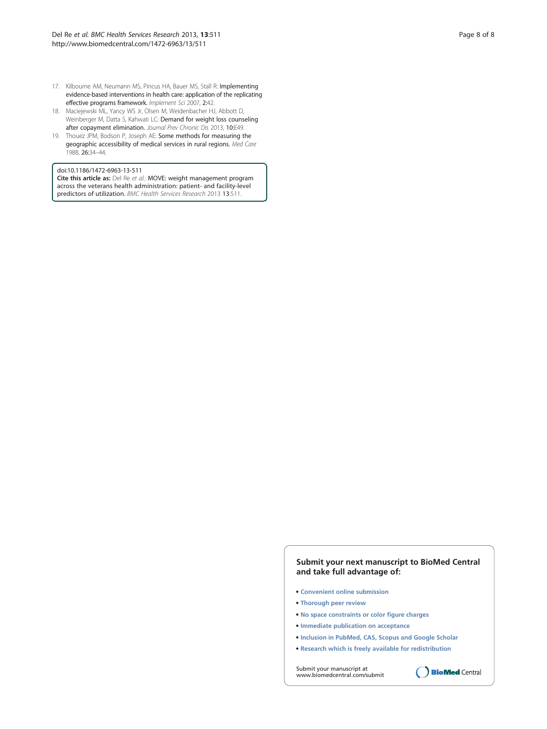17. Kilbourne AM, Neumann MS, Pincus HA, Bauer MS, Stall R: **Implementing evidence-based interventions in health care: application of the replicating effective programs framework.** *Implement Sci* 2007, **2**:42.
18. Maciejewski ML, Yancy WS Jr, Olsen M, Weidenbacher HJ, Abbott D, Weinberger M, Datta S, Kahwati LC: **Demand for weight loss counseling after copayment elimination.** *Journal Prev Chronic Dis* 2013, **10**:E49.
19. Thouez JPM, Bodson P, Joseph AE: **Some methods for measuring the geographic accessibility of medical services in rural regions.** *Med Care* 1988, **26**:34–44.

doi:10.1186/1472-6963-13-511

**Cite this article as:** Del Re *et al.*: MOVE: weight management program across the veterans health administration: patient- and facility-level predictors of utilization. *BMC Health Services Research* 2013 **13**:511.

**Submit your next manuscript to BioMed Central and take full advantage of:**

- **Convenient online submission**
- **Thorough peer review**
- **No space constraints or color figure charges**
- **Immediate publication on acceptance**
- **Inclusion in PubMed, CAS, Scopus and Google Scholar**
- **Research which is freely available for redistribution**

Submit your manuscript at
www.biomedcentral.com/submit

BioMed Central